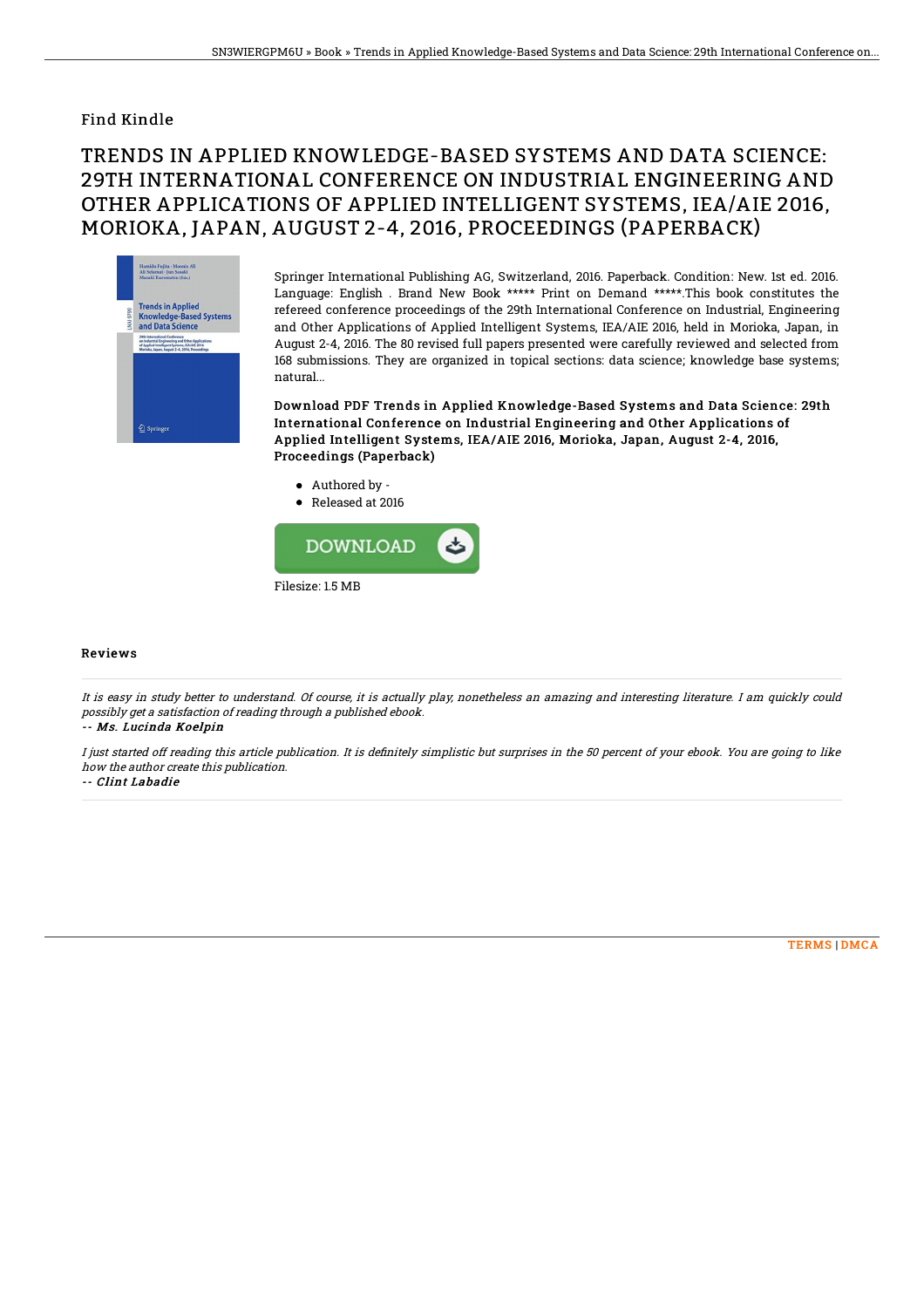Find Kindle

# TRENDS IN APPLIED KNOWLEDGE-BASED SYSTEMS AND DATA SCIENCE: 29TH INTERNATIONAL CONFERENCE ON INDUSTRIAL ENGINEERING AND OTHER APPLICATIONS OF APPLIED INTELLIGENT SYSTEMS, IEA/AIE 2016, MORIOKA, JAPAN, AUGUST 2-4, 2016, PROCEEDINGS (PAPERBACK)

Springer International Publishing AG, Switzerland, 2016. Paperback. Condition: New. 1st ed. 2016. Language: English . Brand New Book ***** Print on Demand *****.This book constitutes the refereed conference proceedings of the 29th International Conference on Industrial, Engineering and Other Applications of Applied Intelligent Systems, IEA/AIE 2016, held in Morioka, Japan, in August 2-4, 2016. The 80 revised full papers presented were carefully reviewed and selected from 168 submissions. They are organized in topical sections: data science; knowledge base systems; natural...

**Download PDF Trends in Applied Knowledge-Based Systems and Data Science: 29th International Conference on Industrial Engineering and Other Applications of Applied Intelligent Systems, IEA/AIE 2016, Morioka, Japan, August 2-4, 2016, Proceedings (Paperback)**

- Authored by -
- Released at 2016

DOWNLOAD

Filesize: 1.5 MB

## Reviews

*It is easy in study better to understand. Of course, it is actually play, nonetheless an amazing and interesting literature. I am quickly could possibly get a satisfaction of reading through a published ebook.*

-- *Ms. Lucinda Koelpin*

*I just started off reading this article publication. It is definitely simplistic but surprises in the 50 percent of your ebook. You are going to like how the author create this publication.*

-- *Clint Labadie*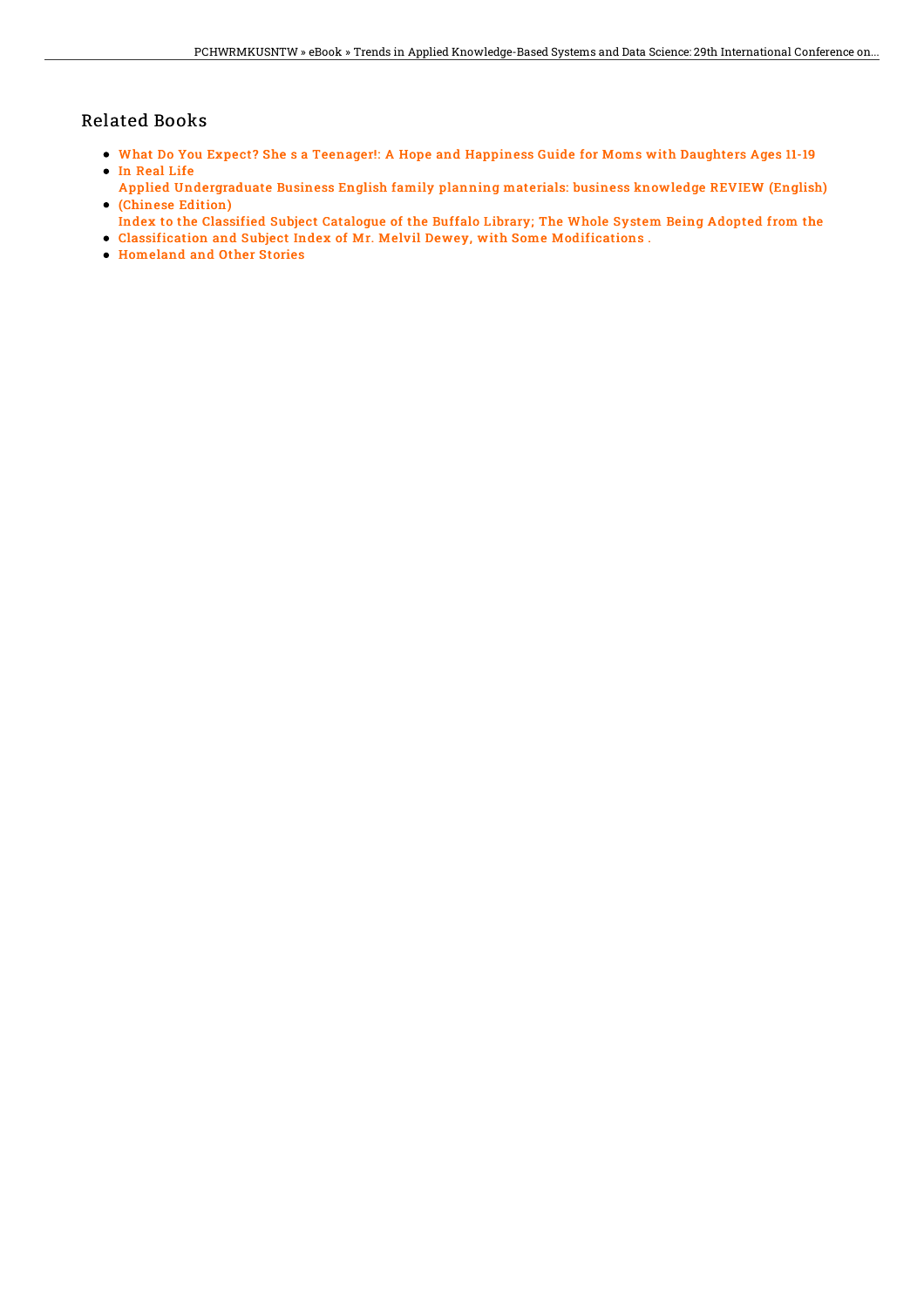## Related Books

- What Do You Expect? She s a Teenager!: A Hope and Happiness Guide for Moms with Daughters Ages 11-19
- In Real Life
- Applied Undergraduate Business English family planning materials: business knowledge REVIEW (English) (Chinese Edition)
- Index to the Classified Subject Catalogue of the Buffalo Library; The Whole System Being Adopted from the Classification and Subject Index of Mr. Melvil Dewey, with Some Modifications .
- Homeland and Other Stories